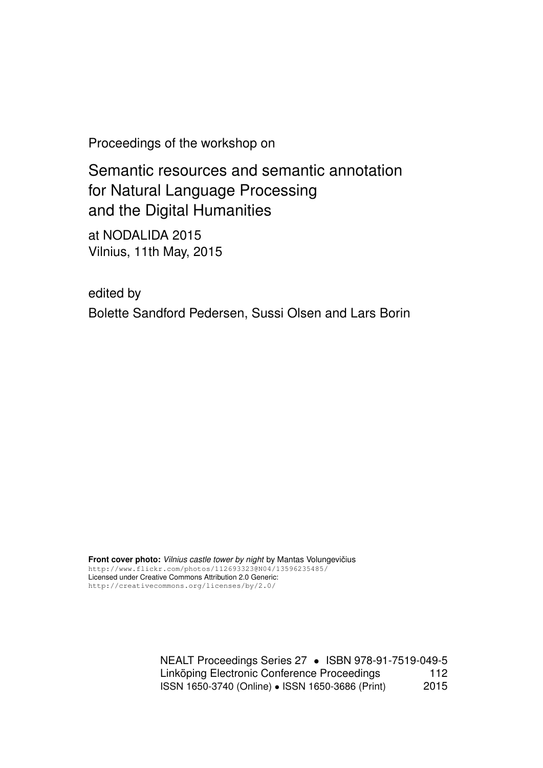Proceedings of the workshop on

# Semantic resources and semantic annotation for Natural Language Processing and the Digital Humanities

at NODALIDA 2015
Vilnius, 11th May, 2015

edited by

Bolette Sandford Pedersen, Sussi Olsen and Lars Borin

**Front cover photo:** *Vilnius castle tower by night* by Mantas Volungevičius
http://www.flickr.com/photos/112693323@N04/13596235485/
Licensed under Creative Commons Attribution 2.0 Generic:
http://creativecommons.org/licenses/by/2.0/

NEALT Proceedings Series 27 • ISBN 978-91-7519-049-5
Linköping Electronic Conference Proceedings 112
ISSN 1650-3740 (Online) • ISSN 1650-3686 (Print) 2015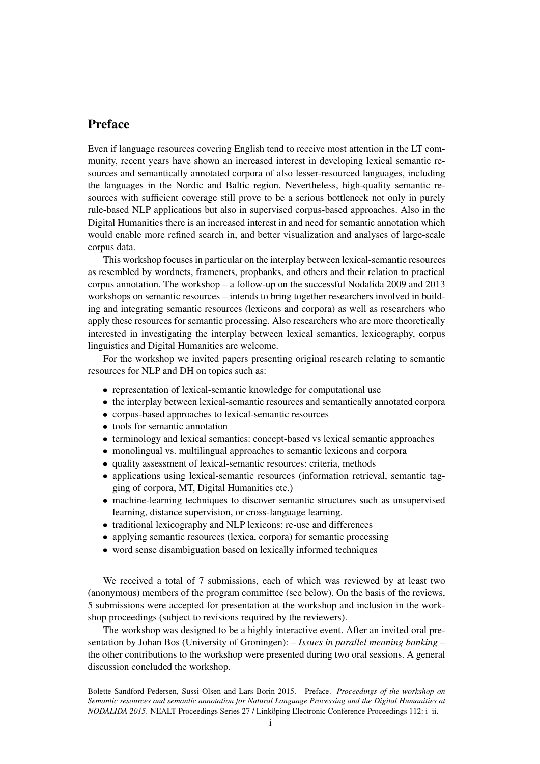# Preface

Even if language resources covering English tend to receive most attention in the LT community, recent years have shown an increased interest in developing lexical semantic resources and semantically annotated corpora of also lesser-resourced languages, including the languages in the Nordic and Baltic region. Nevertheless, high-quality semantic resources with sufficient coverage still prove to be a serious bottleneck not only in purely rule-based NLP applications but also in supervised corpus-based approaches. Also in the Digital Humanities there is an increased interest in and need for semantic annotation which would enable more refined search in, and better visualization and analyses of large-scale corpus data.

This workshop focuses in particular on the interplay between lexical-semantic resources as resembled by wordnets, framenets, propbanks, and others and their relation to practical corpus annotation. The workshop – a follow-up on the successful Nodalida 2009 and 2013 workshops on semantic resources – intends to bring together researchers involved in building and integrating semantic resources (lexicons and corpora) as well as researchers who apply these resources for semantic processing. Also researchers who are more theoretically interested in investigating the interplay between lexical semantics, lexicography, corpus linguistics and Digital Humanities are welcome.

For the workshop we invited papers presenting original research relating to semantic resources for NLP and DH on topics such as:

- representation of lexical-semantic knowledge for computational use
- the interplay between lexical-semantic resources and semantically annotated corpora
- corpus-based approaches to lexical-semantic resources
- tools for semantic annotation
- terminology and lexical semantics: concept-based vs lexical semantic approaches
- monolingual vs. multilingual approaches to semantic lexicons and corpora
- quality assessment of lexical-semantic resources: criteria, methods
- applications using lexical-semantic resources (information retrieval, semantic tagging of corpora, MT, Digital Humanities etc.)
- machine-learning techniques to discover semantic structures such as unsupervised learning, distance supervision, or cross-language learning.
- traditional lexicography and NLP lexicons: re-use and differences
- applying semantic resources (lexica, corpora) for semantic processing
- word sense disambiguation based on lexically informed techniques

We received a total of 7 submissions, each of which was reviewed by at least two (anonymous) members of the program committee (see below). On the basis of the reviews, 5 submissions were accepted for presentation at the workshop and inclusion in the workshop proceedings (subject to revisions required by the reviewers).

The workshop was designed to be a highly interactive event. After an invited oral presentation by Johan Bos (University of Groningen): – *Issues in parallel meaning banking* – the other contributions to the workshop were presented during two oral sessions. A general discussion concluded the workshop.

Bolette Sandford Pedersen, Sussi Olsen and Lars Borin 2015. Preface. *Proceedings of the workshop on Semantic resources and semantic annotation for Natural Language Processing and the Digital Humanities at NODALIDA 2015*. NEALT Proceedings Series 27 / Linköping Electronic Conference Proceedings 112: i–ii.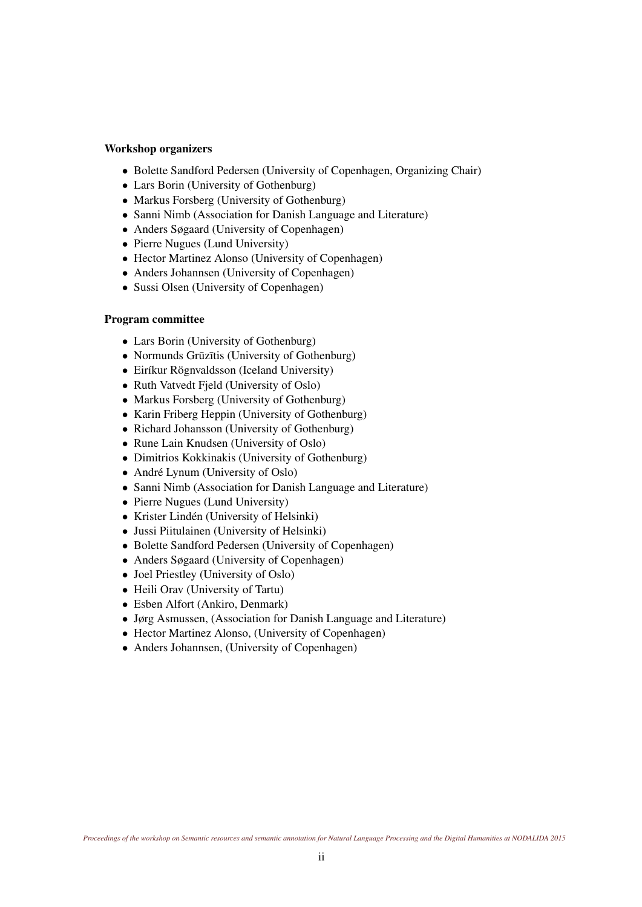**Workshop organizers**

- Bolette Sandford Pedersen (University of Copenhagen, Organizing Chair)
- Lars Borin (University of Gothenburg)
- Markus Forsberg (University of Gothenburg)
- Sanni Nimb (Association for Danish Language and Literature)
- Anders Søgaard (University of Copenhagen)
- Pierre Nugues (Lund University)
- Hector Martinez Alonso (University of Copenhagen)
- Anders Johannsen (University of Copenhagen)
- Sussi Olsen (University of Copenhagen)

**Program committee**

- Lars Borin (University of Gothenburg)
- Normunds Grūzītis (University of Gothenburg)
- Eiríkur Rögnvaldsson (Iceland University)
- Ruth Vatvedt Fjeld (University of Oslo)
- Markus Forsberg (University of Gothenburg)
- Karin Friberg Heppin (University of Gothenburg)
- Richard Johansson (University of Gothenburg)
- Rune Lain Knudsen (University of Oslo)
- Dimitrios Kokkinakis (University of Gothenburg)
- André Lynum (University of Oslo)
- Sanni Nimb (Association for Danish Language and Literature)
- Pierre Nugues (Lund University)
- Krister Lindén (University of Helsinki)
- Jussi Piitulainen (University of Helsinki)
- Bolette Sandford Pedersen (University of Copenhagen)
- Anders Søgaard (University of Copenhagen)
- Joel Priestley (University of Oslo)
- Heili Orav (University of Tartu)
- Esben Alfort (Ankiro, Denmark)
- Jørg Asmussen, (Association for Danish Language and Literature)
- Hector Martinez Alonso, (University of Copenhagen)
- Anders Johannsen, (University of Copenhagen)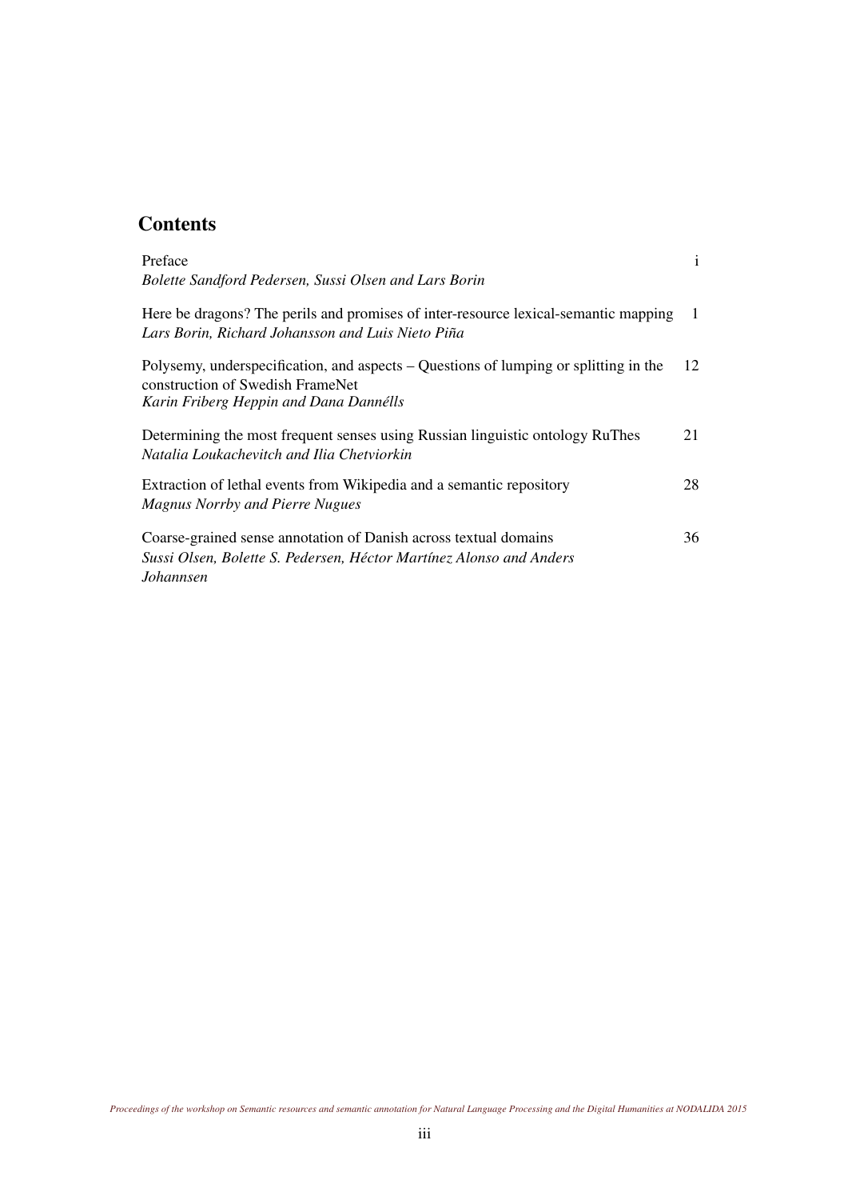## Contents

Preface — i
*Bolette Sandford Pedersen, Sussi Olsen and Lars Borin*

Here be dragons? The perils and promises of inter-resource lexical-semantic mapping — 1
*Lars Borin, Richard Johansson and Luis Nieto Piña*

Polysemy, underspecification, and aspects – Questions of lumping or splitting in the construction of Swedish FrameNet — 12
*Karin Friberg Heppin and Dana Dannélls*

Determining the most frequent senses using Russian linguistic ontology RuThes — 21
*Natalia Loukachevitch and Ilia Chetviorkin*

Extraction of lethal events from Wikipedia and a semantic repository — 28
*Magnus Norrby and Pierre Nugues*

Coarse-grained sense annotation of Danish across textual domains — 36
*Sussi Olsen, Bolette S. Pedersen, Héctor Martínez Alonso and Anders Johannsen*